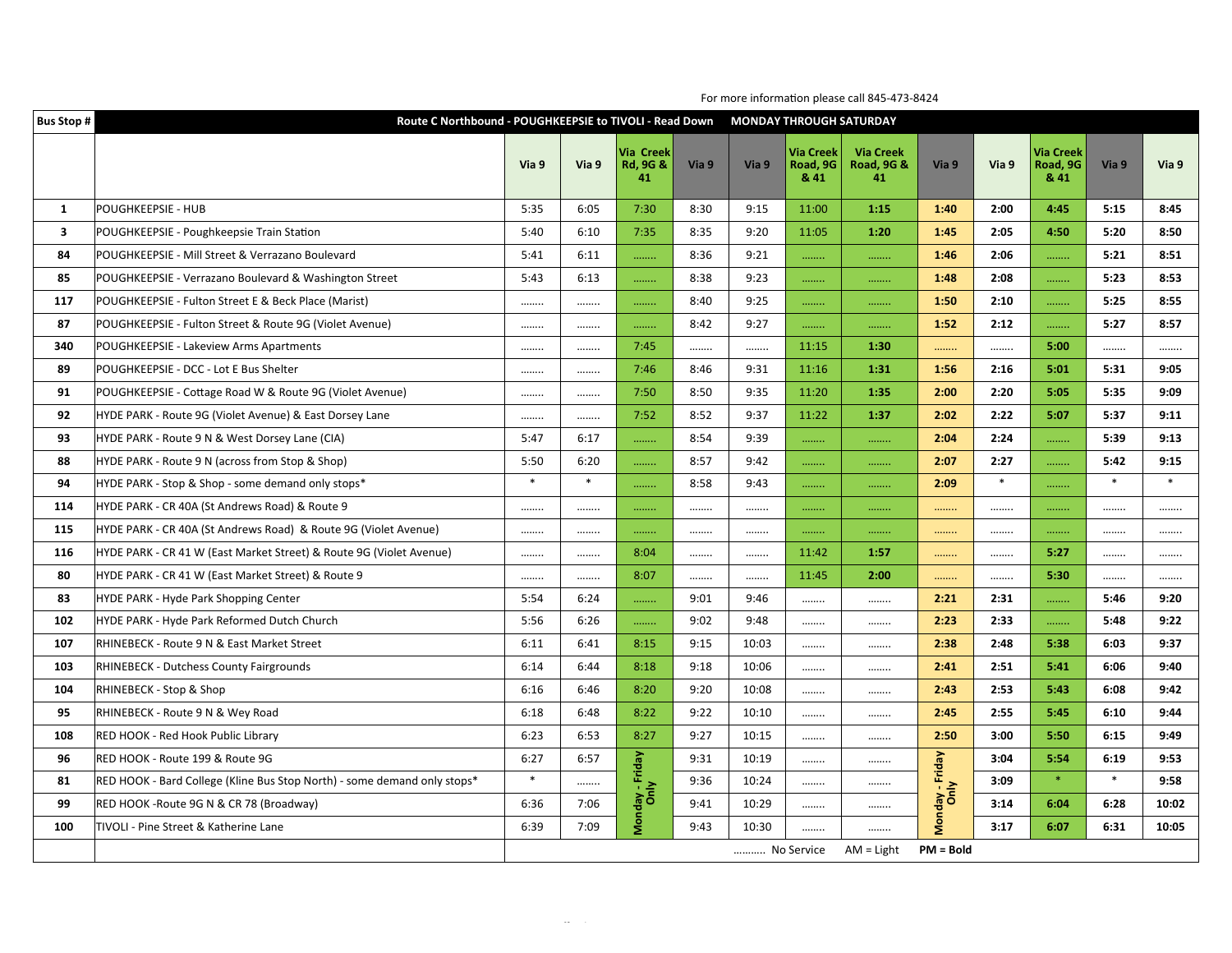For more information please call 845-473-8424

| Bus Stop # | Route C Northbound - POUGHKEEPSIE to TIVOLI - Read Down MONDAY THROUGH SATURDAY | Via 9 | Via 9 | Via Creek Rd, 9G & 41 | Via 9 | Via 9 | Via Creek Road, 9G & 41 | Via Creek Road, 9G & 41 | Via 9 | Via 9 | Via Creek Road, 9G & 41 | Via 9 | Via 9 |
|---|---|---|---|---|---|---|---|---|---|---|---|---|---|
| 1 | POUGHKEEPSIE - HUB | 5:35 | 6:05 | 7:30 | 8:30 | 9:15 | 11:00 | **1:15** | **1:40** | **2:00** | **4:45** | **5:15** | **8:45** |
| 3 | POUGHKEEPSIE - Poughkeepsie Train Station | 5:40 | 6:10 | 7:35 | 8:35 | 9:20 | 11:05 | **1:20** | **1:45** | **2:05** | **4:50** | **5:20** | **8:50** |
| 84 | POUGHKEEPSIE - Mill Street & Verrazano Boulevard | 5:41 | 6:11 | ........ | 8:36 | 9:21 | ........ | ........ | **1:46** | **2:06** | ........ | **5:21** | **8:51** |
| 85 | POUGHKEEPSIE - Verrazano Boulevard & Washington Street | 5:43 | 6:13 | ........ | 8:38 | 9:23 | ........ | ........ | **1:48** | **2:08** | ........ | **5:23** | **8:53** |
| 117 | POUGHKEEPSIE - Fulton Street E & Beck Place (Marist) | ........ | ........ | ........ | 8:40 | 9:25 | ........ | ........ | **1:50** | **2:10** | ........ | **5:25** | **8:55** |
| 87 | POUGHKEEPSIE - Fulton Street & Route 9G (Violet Avenue) | ........ | ........ | ........ | 8:42 | 9:27 | ........ | ........ | **1:52** | **2:12** | ........ | **5:27** | **8:57** |
| 340 | POUGHKEEPSIE - Lakeview Arms Apartments | ........ | ........ | 7:45 | ........ | ........ | 11:15 | **1:30** | ........ | ........ | **5:00** | ........ | ........ |
| 89 | POUGHKEEPSIE - DCC - Lot E Bus Shelter | ........ | ........ | 7:46 | 8:46 | 9:31 | 11:16 | **1:31** | **1:56** | **2:16** | **5:01** | **5:31** | **9:05** |
| 91 | POUGHKEEPSIE - Cottage Road W & Route 9G (Violet Avenue) | ........ | ........ | 7:50 | 8:50 | 9:35 | 11:20 | **1:35** | **2:00** | **2:20** | **5:05** | **5:35** | **9:09** |
| 92 | HYDE PARK - Route 9G (Violet Avenue) & East Dorsey Lane | ........ | ........ | 7:52 | 8:52 | 9:37 | 11:22 | **1:37** | **2:02** | **2:22** | **5:07** | **5:37** | **9:11** |
| 93 | HYDE PARK - Route 9 N & West Dorsey Lane (CIA) | 5:47 | 6:17 | ........ | 8:54 | 9:39 | ........ | ........ | **2:04** | **2:24** | ........ | **5:39** | **9:13** |
| 88 | HYDE PARK - Route 9 N (across from Stop & Shop) | 5:50 | 6:20 | ........ | 8:57 | 9:42 | ........ | ........ | **2:07** | **2:27** | ........ | **5:42** | **9:15** |
| 94 | HYDE PARK - Stop & Shop - some demand only stops* | * | * | ........ | 8:58 | 9:43 | ........ | ........ | **2:09** | * | ........ | * | * |
| 114 | HYDE PARK - CR 40A (St Andrews Road) & Route 9 | ........ | ........ | ........ | ........ | ........ | ........ | ........ | ........ | ........ | ........ | ........ | ........ |
| 115 | HYDE PARK - CR 40A (St Andrews Road) & Route 9G (Violet Avenue) | ........ | ........ | ........ | ........ | ........ | ........ | ........ | ........ | ........ | ........ | ........ | ........ |
| 116 | HYDE PARK - CR 41 W (East Market Street) & Route 9G (Violet Avenue) | ........ | ........ | 8:04 | ........ | ........ | 11:42 | **1:57** | ........ | ........ | **5:27** | ........ | ........ |
| 80 | HYDE PARK - CR 41 W (East Market Street) & Route 9 | ........ | ........ | 8:07 | ........ | ........ | 11:45 | **2:00** | ........ | ........ | **5:30** | ........ | ........ |
| 83 | HYDE PARK - Hyde Park Shopping Center | 5:54 | 6:24 | ........ | 9:01 | 9:46 | ........ | ........ | **2:21** | **2:31** | ........ | **5:46** | **9:20** |
| 102 | HYDE PARK - Hyde Park Reformed Dutch Church | 5:56 | 6:26 | ........ | 9:02 | 9:48 | ........ | ........ | **2:23** | **2:33** | ........ | **5:48** | **9:22** |
| 107 | RHINEBECK - Route 9 N & East Market Street | 6:11 | 6:41 | 8:15 | 9:15 | 10:03 | ........ | ........ | **2:38** | **2:48** | **5:38** | **6:03** | **9:37** |
| 103 | RHINEBECK - Dutchess County Fairgrounds | 6:14 | 6:44 | 8:18 | 9:18 | 10:06 | ........ | ........ | **2:41** | **2:51** | **5:41** | **6:06** | **9:40** |
| 104 | RHINEBECK - Stop & Shop | 6:16 | 6:46 | 8:20 | 9:20 | 10:08 | ........ | ........ | **2:43** | **2:53** | **5:43** | **6:08** | **9:42** |
| 95 | RHINEBECK - Route 9 N & Wey Road | 6:18 | 6:48 | 8:22 | 9:22 | 10:10 | ........ | ........ | **2:45** | **2:55** | **5:45** | **6:10** | **9:44** |
| 108 | RED HOOK - Red Hook Public Library | 6:23 | 6:53 | 8:27 | 9:27 | 10:15 | ........ | ........ | **2:50** | **3:00** | **5:50** | **6:15** | **9:49** |
| 96 | RED HOOK - Route 199 & Route 9G | 6:27 | 6:57 | Monday - Friday Only | 9:31 | 10:19 | ........ | ........ | Monday - Friday Only | **3:04** | **5:54** | **6:19** | **9:53** |
| 81 | RED HOOK - Bard College (Kline Bus Stop North) - some demand only stops* | * | ........ | | 9:36 | 10:24 | ........ | ........ | | **3:09** | * | * | **9:58** |
| 99 | RED HOOK -Route 9G N & CR 78 (Broadway) | 6:36 | 7:06 | | 9:41 | 10:29 | ........ | ........ | | **3:14** | **6:04** | **6:28** | **10:02** |
| 100 | TIVOLI - Pine Street & Katherine Lane | 6:39 | 7:09 | | 9:43 | 10:30 | ........ | ........ | | **3:17** | **6:07** | **6:31** | **10:05** |

.......... No Service AM = Light **PM = Bold**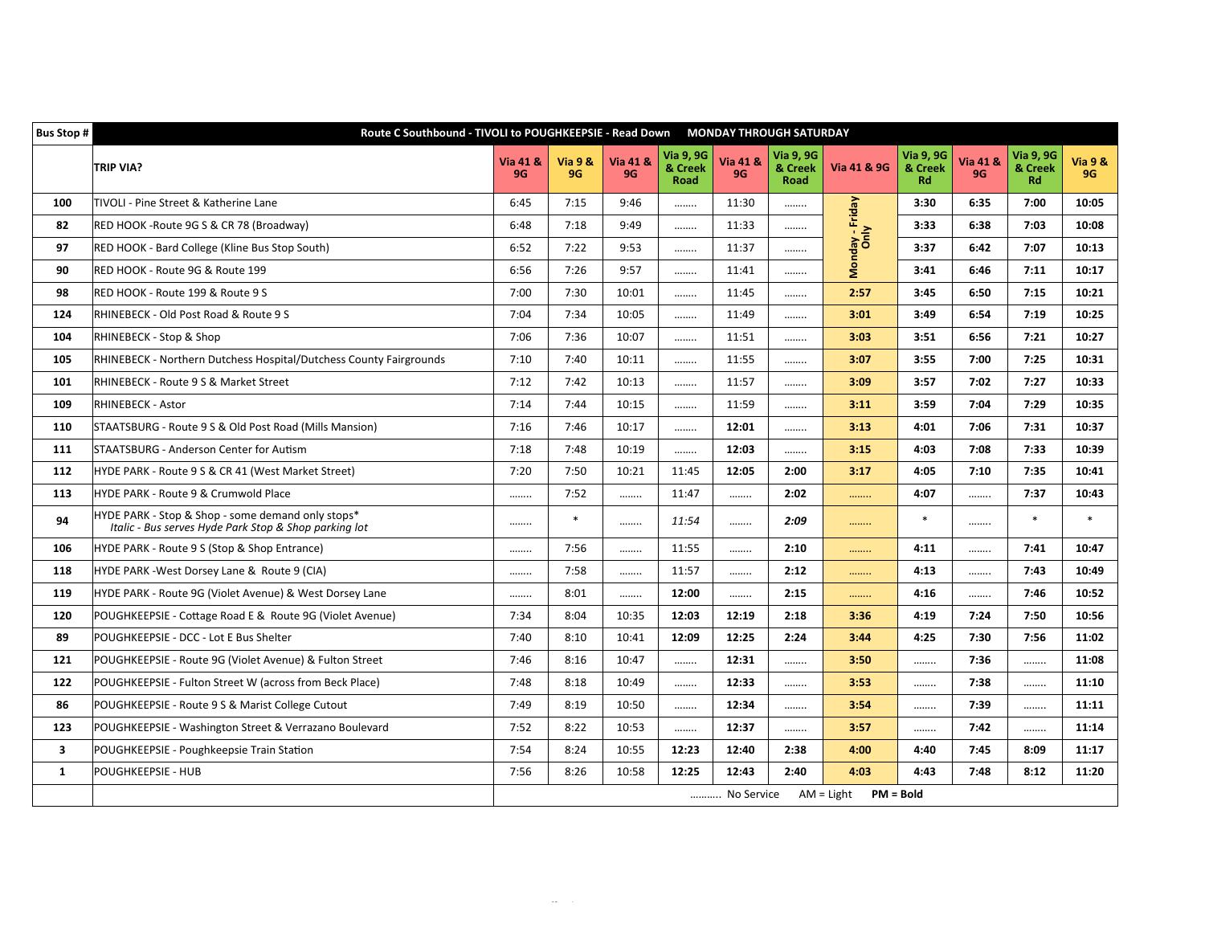| Bus Stop # | Route C Southbound - TIVOLI to POUGHKEEPSIE - Read Down MONDAY THROUGH SATURDAY | | | | | | | | | | | | |
|---|---|---|---|---|---|---|---|---|---|---|---|---|---|
| | **TRIP VIA?** | **Via 41 & 9G** | **Via 9 & 9G** | **Via 41 & 9G** | **Via 9, 9G & Creek Road** | **Via 41 & 9G** | **Via 9, 9G & Creek Road** | **Via 41 & 9G** | **Via 9, 9G & Creek Rd** | **Via 41 & 9G** | **Via 9, 9G & Creek Rd** | **Via 9 & 9G** |
| **100** | TIVOLI - Pine Street & Katherine Lane | 6:45 | 7:15 | 9:46 | ........ | 11:30 | ........ | **Monday - Friday Only** | **3:30** | **6:35** | **7:00** | **10:05** |
| **82** | RED HOOK -Route 9G S & CR 78 (Broadway) | 6:48 | 7:18 | 9:49 | ........ | 11:33 | ........ | | **3:33** | **6:38** | **7:03** | **10:08** |
| **97** | RED HOOK - Bard College (Kline Bus Stop South) | 6:52 | 7:22 | 9:53 | ........ | 11:37 | ........ | | **3:37** | **6:42** | **7:07** | **10:13** |
| **90** | RED HOOK - Route 9G & Route 199 | 6:56 | 7:26 | 9:57 | ........ | 11:41 | ........ | | **3:41** | **6:46** | **7:11** | **10:17** |
| **98** | RED HOOK - Route 199 & Route 9 S | 7:00 | 7:30 | 10:01 | ........ | 11:45 | ........ | **2:57** | **3:45** | **6:50** | **7:15** | **10:21** |
| **124** | RHINEBECK - Old Post Road & Route 9 S | 7:04 | 7:34 | 10:05 | ........ | 11:49 | ........ | **3:01** | **3:49** | **6:54** | **7:19** | **10:25** |
| **104** | RHINEBECK - Stop & Shop | 7:06 | 7:36 | 10:07 | ........ | 11:51 | ........ | **3:03** | **3:51** | **6:56** | **7:21** | **10:27** |
| **105** | RHINEBECK - Northern Dutchess Hospital/Dutchess County Fairgrounds | 7:10 | 7:40 | 10:11 | ........ | 11:55 | ........ | **3:07** | **3:55** | **7:00** | **7:25** | **10:31** |
| **101** | RHINEBECK - Route 9 S & Market Street | 7:12 | 7:42 | 10:13 | ........ | 11:57 | ........ | **3:09** | **3:57** | **7:02** | **7:27** | **10:33** |
| **109** | RHINEBECK - Astor | 7:14 | 7:44 | 10:15 | ........ | 11:59 | ........ | **3:11** | **3:59** | **7:04** | **7:29** | **10:35** |
| **110** | STAATSBURG - Route 9 S & Old Post Road (Mills Mansion) | 7:16 | 7:46 | 10:17 | ........ | **12:01** | ........ | **3:13** | **4:01** | **7:06** | **7:31** | **10:37** |
| **111** | STAATSBURG - Anderson Center for Autism | 7:18 | 7:48 | 10:19 | ........ | **12:03** | ........ | **3:15** | **4:03** | **7:08** | **7:33** | **10:39** |
| **112** | HYDE PARK - Route 9 S & CR 41 (West Market Street) | 7:20 | 7:50 | 10:21 | 11:45 | **12:05** | **2:00** | **3:17** | **4:05** | **7:10** | **7:35** | **10:41** |
| **113** | HYDE PARK - Route 9 & Crumwold Place | ........ | 7:52 | ........ | 11:47 | ........ | **2:02** | ........ | **4:07** | ........ | **7:37** | **10:43** |
| **94** | HYDE PARK - Stop & Shop - some demand only stops* *Italic - Bus serves Hyde Park Stop & Shop parking lot* | ........ | * | ........ | *11:54* | ........ | ***2:09*** | ........ | * | ........ | * | * |
| **106** | HYDE PARK - Route 9 S (Stop & Shop Entrance) | ........ | 7:56 | ........ | 11:55 | ........ | **2:10** | ........ | **4:11** | ........ | **7:41** | **10:47** |
| **118** | HYDE PARK -West Dorsey Lane & Route 9 (CIA) | ........ | 7:58 | ........ | 11:57 | ........ | **2:12** | ........ | **4:13** | ........ | **7:43** | **10:49** |
| **119** | HYDE PARK - Route 9G (Violet Avenue) & West Dorsey Lane | ........ | 8:01 | ........ | **12:00** | ........ | **2:15** | ........ | **4:16** | ........ | **7:46** | **10:52** |
| **120** | POUGHKEEPSIE - Cottage Road E & Route 9G (Violet Avenue) | 7:34 | 8:04 | 10:35 | **12:03** | **12:19** | **2:18** | **3:36** | **4:19** | **7:24** | **7:50** | **10:56** |
| **89** | POUGHKEEPSIE - DCC - Lot E Bus Shelter | 7:40 | 8:10 | 10:41 | **12:09** | **12:25** | **2:24** | **3:44** | **4:25** | **7:30** | **7:56** | **11:02** |
| **121** | POUGHKEEPSIE - Route 9G (Violet Avenue) & Fulton Street | 7:46 | 8:16 | 10:47 | ........ | **12:31** | ........ | **3:50** | ........ | **7:36** | ........ | **11:08** |
| **122** | POUGHKEEPSIE - Fulton Street W (across from Beck Place) | 7:48 | 8:18 | 10:49 | ........ | **12:33** | ........ | **3:53** | ........ | **7:38** | ........ | **11:10** |
| **86** | POUGHKEEPSIE - Route 9 S & Marist College Cutout | 7:49 | 8:19 | 10:50 | ........ | **12:34** | ........ | **3:54** | ........ | **7:39** | ........ | **11:11** |
| **123** | POUGHKEEPSIE - Washington Street & Verrazano Boulevard | 7:52 | 8:22 | 10:53 | ........ | **12:37** | ........ | **3:57** | ........ | **7:42** | ........ | **11:14** |
| **3** | POUGHKEEPSIE - Poughkeepsie Train Station | 7:54 | 8:24 | 10:55 | **12:23** | **12:40** | **2:38** | **4:00** | **4:40** | **7:45** | **8:09** | **11:17** |
| **1** | POUGHKEEPSIE - HUB | 7:56 | 8:26 | 10:58 | **12:25** | **12:43** | **2:40** | **4:03** | **4:43** | **7:48** | **8:12** | **11:20** |
| | | .......... No Service AM = Light **PM = Bold** | | | | | | | | | | |